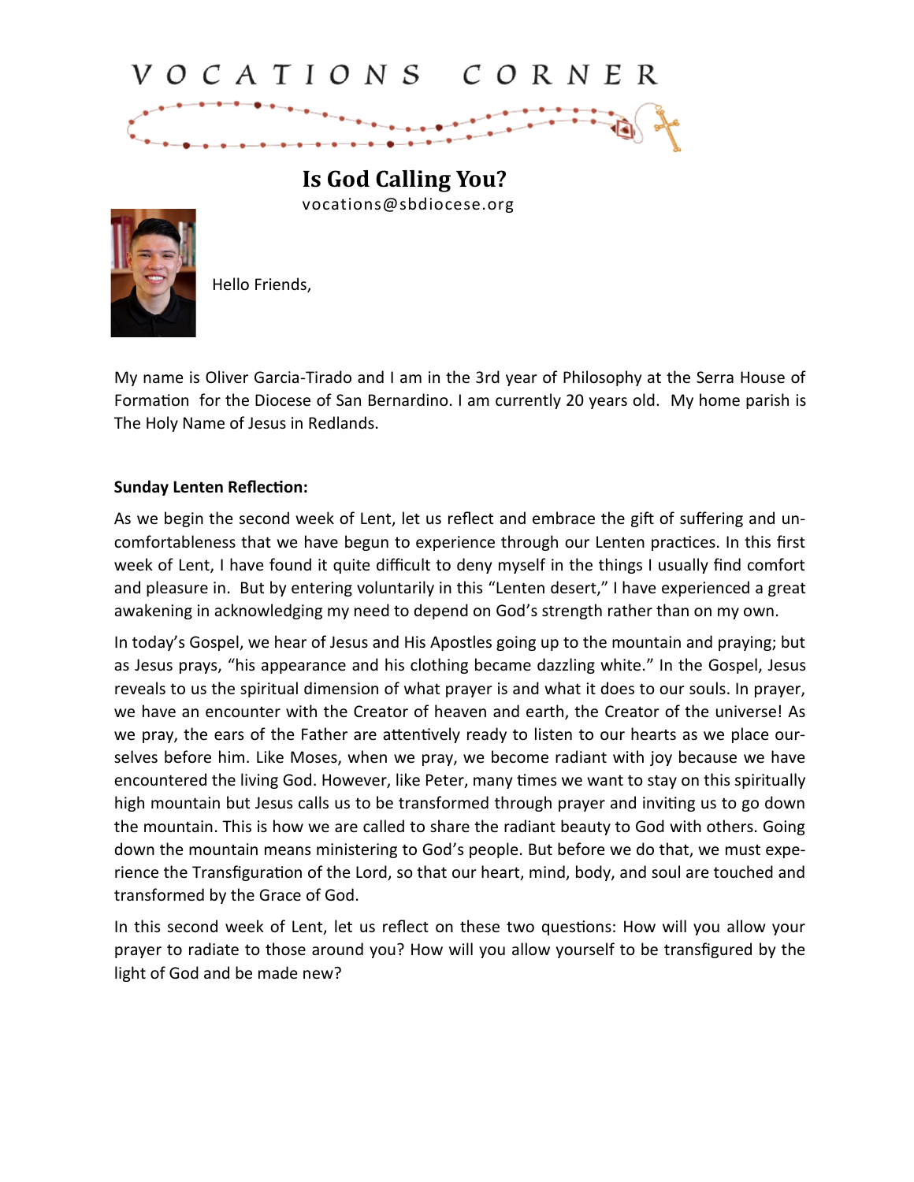# VOCATIONS CORNER

## Is God Calling You?

vocations@sbdiocese.org

Hello Friends,

My name is Oliver Garcia-Tirado and I am in the 3rd year of Philosophy at the Serra House of Formation for the Diocese of San Bernardino. I am currently 20 years old. My home parish is The Holy Name of Jesus in Redlands.

**Sunday Lenten Reflection:**

As we begin the second week of Lent, let us reflect and embrace the gift of suffering and uncomfortableness that we have begun to experience through our Lenten practices. In this first week of Lent, I have found it quite difficult to deny myself in the things I usually find comfort and pleasure in. But by entering voluntarily in this "Lenten desert," I have experienced a great awakening in acknowledging my need to depend on God's strength rather than on my own.

In today's Gospel, we hear of Jesus and His Apostles going up to the mountain and praying; but as Jesus prays, "his appearance and his clothing became dazzling white." In the Gospel, Jesus reveals to us the spiritual dimension of what prayer is and what it does to our souls. In prayer, we have an encounter with the Creator of heaven and earth, the Creator of the universe! As we pray, the ears of the Father are attentively ready to listen to our hearts as we place ourselves before him. Like Moses, when we pray, we become radiant with joy because we have encountered the living God. However, like Peter, many times we want to stay on this spiritually high mountain but Jesus calls us to be transformed through prayer and inviting us to go down the mountain. This is how we are called to share the radiant beauty to God with others. Going down the mountain means ministering to God's people. But before we do that, we must experience the Transfiguration of the Lord, so that our heart, mind, body, and soul are touched and transformed by the Grace of God.

In this second week of Lent, let us reflect on these two questions: How will you allow your prayer to radiate to those around you? How will you allow yourself to be transfigured by the light of God and be made new?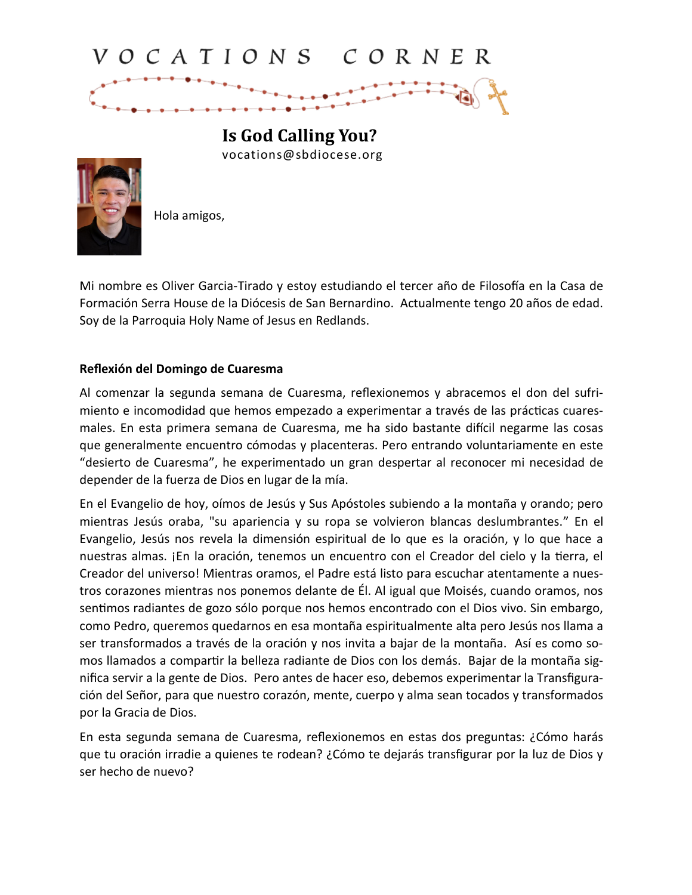# VOCATIONS CORNER

## Is God Calling You?

vocations@sbdiocese.org

Hola amigos,

Mi nombre es Oliver Garcia-Tirado y estoy estudiando el tercer año de Filosofía en la Casa de Formación Serra House de la Diócesis de San Bernardino. Actualmente tengo 20 años de edad. Soy de la Parroquia Holy Name of Jesus en Redlands.

**Reflexión del Domingo de Cuaresma**

Al comenzar la segunda semana de Cuaresma, reflexionemos y abracemos el don del sufrimiento e incomodidad que hemos empezado a experimentar a través de las prácticas cuaresmales. En esta primera semana de Cuaresma, me ha sido bastante difícil negarme las cosas que generalmente encuentro cómodas y placenteras. Pero entrando voluntariamente en este "desierto de Cuaresma", he experimentado un gran despertar al reconocer mi necesidad de depender de la fuerza de Dios en lugar de la mía.

En el Evangelio de hoy, oímos de Jesús y Sus Apóstoles subiendo a la montaña y orando; pero mientras Jesús oraba, "su apariencia y su ropa se volvieron blancas deslumbrantes." En el Evangelio, Jesús nos revela la dimensión espiritual de lo que es la oración, y lo que hace a nuestras almas. ¡En la oración, tenemos un encuentro con el Creador del cielo y la tierra, el Creador del universo! Mientras oramos, el Padre está listo para escuchar atentamente a nuestros corazones mientras nos ponemos delante de Él. Al igual que Moisés, cuando oramos, nos sentimos radiantes de gozo sólo porque nos hemos encontrado con el Dios vivo. Sin embargo, como Pedro, queremos quedarnos en esa montaña espiritualmente alta pero Jesús nos llama a ser transformados a través de la oración y nos invita a bajar de la montaña. Así es como somos llamados a compartir la belleza radiante de Dios con los demás. Bajar de la montaña significa servir a la gente de Dios. Pero antes de hacer eso, debemos experimentar la Transfiguración del Señor, para que nuestro corazón, mente, cuerpo y alma sean tocados y transformados por la Gracia de Dios.

En esta segunda semana de Cuaresma, reflexionemos en estas dos preguntas: ¿Cómo harás que tu oración irradie a quienes te rodean? ¿Cómo te dejarás transfigurar por la luz de Dios y ser hecho de nuevo?